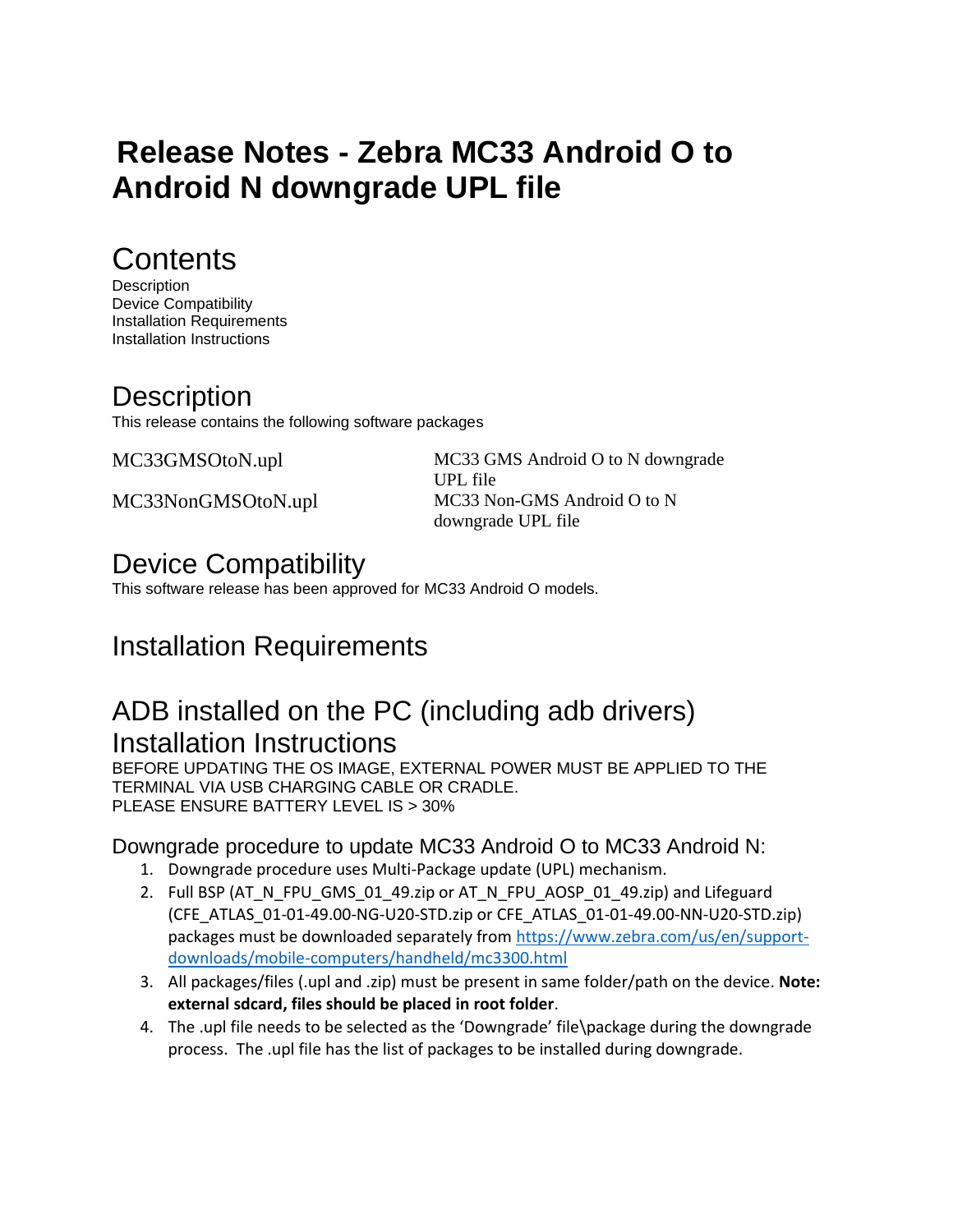# Release Notes - Zebra MC33 Android O to Android N downgrade UPL file

## Contents

Description
Device Compatibility
Installation Requirements
Installation Instructions

## Description

This release contains the following software packages

| | |
|---|---|
| MC33GMSOtoN.upl | MC33 GMS Android O to N downgrade UPL file |
| MC33NonGMSOtoN.upl | MC33 Non-GMS Android O to N downgrade UPL file |

## Device Compatibility

This software release has been approved for MC33 Android O models.

## Installation Requirements

## ADB installed on the PC (including adb drivers)

## Installation Instructions

BEFORE UPDATING THE OS IMAGE, EXTERNAL POWER MUST BE APPLIED TO THE TERMINAL VIA USB CHARGING CABLE OR CRADLE.
PLEASE ENSURE BATTERY LEVEL IS > 30%

### Downgrade procedure to update MC33 Android O to MC33 Android N:

1. Downgrade procedure uses Multi-Package update (UPL) mechanism.
2. Full BSP (AT_N_FPU_GMS_01_49.zip or AT_N_FPU_AOSP_01_49.zip) and Lifeguard (CFE_ATLAS_01-01-49.00-NG-U20-STD.zip or CFE_ATLAS_01-01-49.00-NN-U20-STD.zip) packages must be downloaded separately from https://www.zebra.com/us/en/support-downloads/mobile-computers/handheld/mc3300.html
3. All packages/files (.upl and .zip) must be present in same folder/path on the device. **Note: external sdcard, files should be placed in root folder**.
4. The .upl file needs to be selected as the 'Downgrade' file\package during the downgrade process. The .upl file has the list of packages to be installed during downgrade.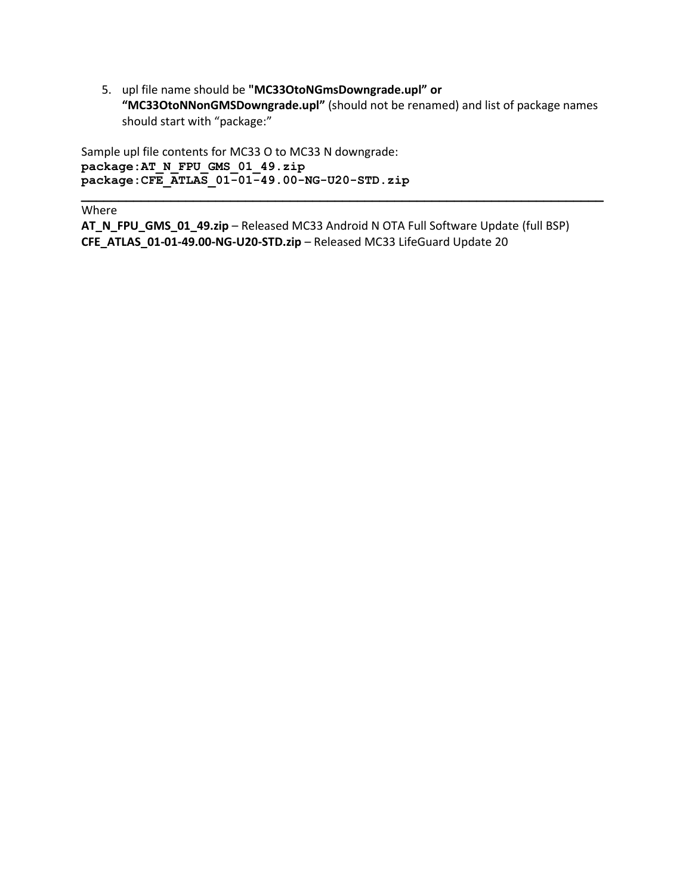5. upl file name should be **"MC33OtoNGmsDowngrade.upl" or "MC33OtoNNonGMSDowngrade.upl"** (should not be renamed) and list of package names should start with "package:"

Sample upl file contents for MC33 O to MC33 N downgrade:

```
package:AT_N_FPU_GMS_01_49.zip
package:CFE_ATLAS_01-01-49.00-NG-U20-STD.zip
```

---

Where

**AT_N_FPU_GMS_01_49.zip** – Released MC33 Android N OTA Full Software Update (full BSP)
**CFE_ATLAS_01-01-49.00-NG-U20-STD.zip** – Released MC33 LifeGuard Update 20